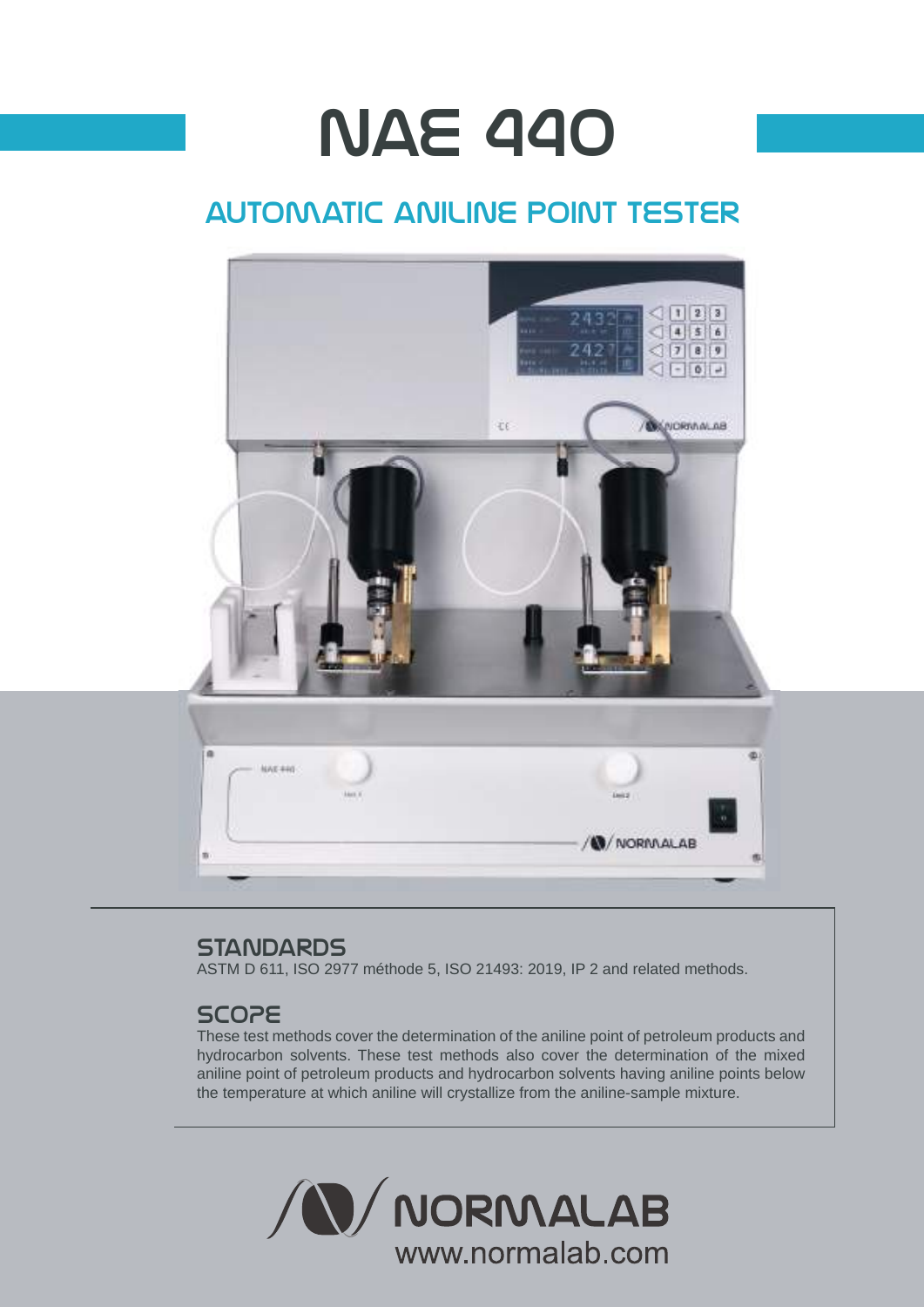# NAE 440

## AUTOMATIC ANILINE POINT TESTER

### STANDARDS

ASTM D 611, ISO 2977 méthode 5, ISO 21493: 2019, IP 2 and related methods.

### SCOPE

These test methods cover the determination of the aniline point of petroleum products and hydrocarbon solvents. These test methods also cover the determination of the mixed aniline point of petroleum products and hydrocarbon solvents having aniline points below the temperature at which aniline will crystallize from the aniline-sample mixture.

NORMALAB

www.normalab.com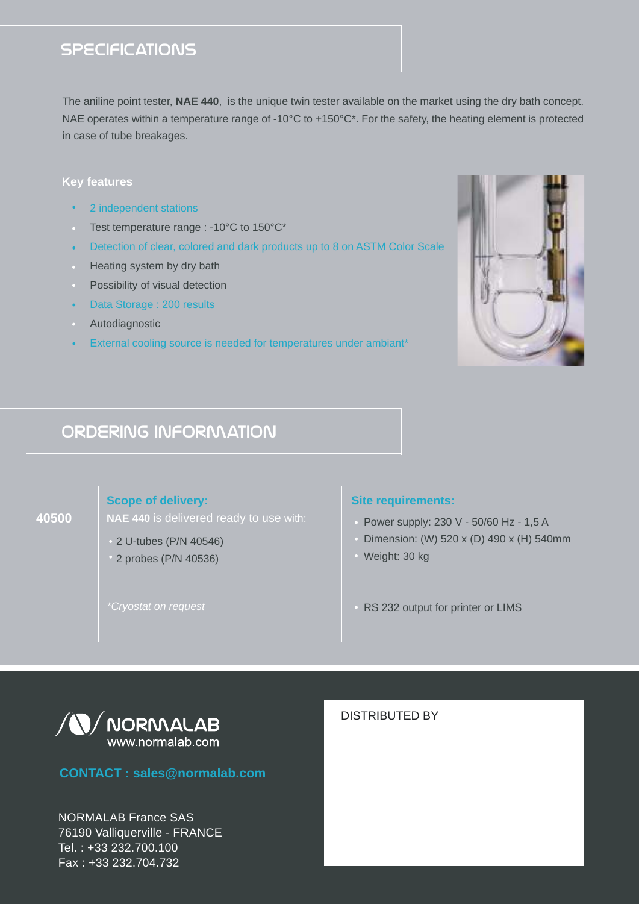## SPECIFICATIONS

The aniline point tester, **NAE 440**, is the unique twin tester available on the market using the dry bath concept. NAE operates within a temperature range of -10°C to +150°C*. For the safety, the heating element is protected in case of tube breakages.

### Key features

- 2 independent stations
- Test temperature range : -10°C to 150°C*
- Detection of clear, colored and dark products up to 8 on ASTM Color Scale
- Heating system by dry bath
- Possibility of visual detection
- Data Storage : 200 results
- Autodiagnostic
- External cooling source is needed for temperatures under ambiant*

## ORDERING INFORMATION

**40500**

### Scope of delivery:

**NAE 440** is delivered ready to use with:

- 2 U-tubes (P/N 40546)
- 2 probes (P/N 40536)

*\*Cryostat on request*

### Site requirements:

- Power supply: 230 V - 50/60 Hz - 1,5 A
- Dimension: (W) 520 x (D) 490 x (H) 540mm
- Weight: 30 kg
- RS 232 output for printer or LIMS

NORMALAB
www.normalab.com

**CONTACT : sales@normalab.com**

NORMALAB France SAS
76190 Valliquerville - FRANCE
Tel. : +33 232.700.100
Fax : +33 232.704.732

DISTRIBUTED BY